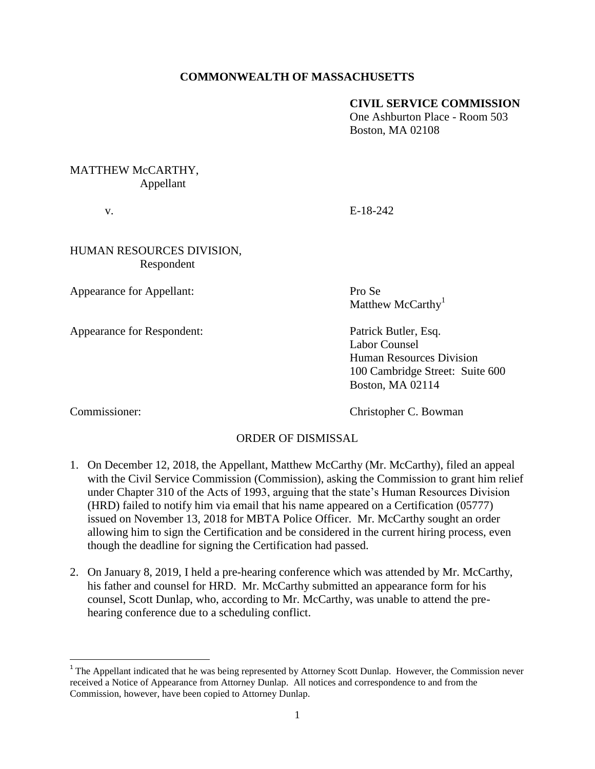**COMMONWEALTH OF MASSACHUSETTS**

**CIVIL SERVICE COMMISSION**
One Ashburton Place - Room 503
Boston, MA 02108

MATTHEW McCARTHY,
Appellant

v. E-18-242

HUMAN RESOURCES DIVISION,
Respondent

Appearance for Appellant: Pro Se
Matthew McCarthy[1]

Appearance for Respondent: Patrick Butler, Esq.
Labor Counsel
Human Resources Division
100 Cambridge Street: Suite 600
Boston, MA 02114

Commissioner: Christopher C. Bowman

ORDER OF DISMISSAL

1. On December 12, 2018, the Appellant, Matthew McCarthy (Mr. McCarthy), filed an appeal with the Civil Service Commission (Commission), asking the Commission to grant him relief under Chapter 310 of the Acts of 1993, arguing that the state's Human Resources Division (HRD) failed to notify him via email that his name appeared on a Certification (05777) issued on November 13, 2018 for MBTA Police Officer. Mr. McCarthy sought an order allowing him to sign the Certification and be considered in the current hiring process, even though the deadline for signing the Certification had passed.

2. On January 8, 2019, I held a pre-hearing conference which was attended by Mr. McCarthy, his father and counsel for HRD. Mr. McCarthy submitted an appearance form for his counsel, Scott Dunlap, who, according to Mr. McCarthy, was unable to attend the pre-hearing conference due to a scheduling conflict.

[1] The Appellant indicated that he was being represented by Attorney Scott Dunlap. However, the Commission never received a Notice of Appearance from Attorney Dunlap. All notices and correspondence to and from the Commission, however, have been copied to Attorney Dunlap.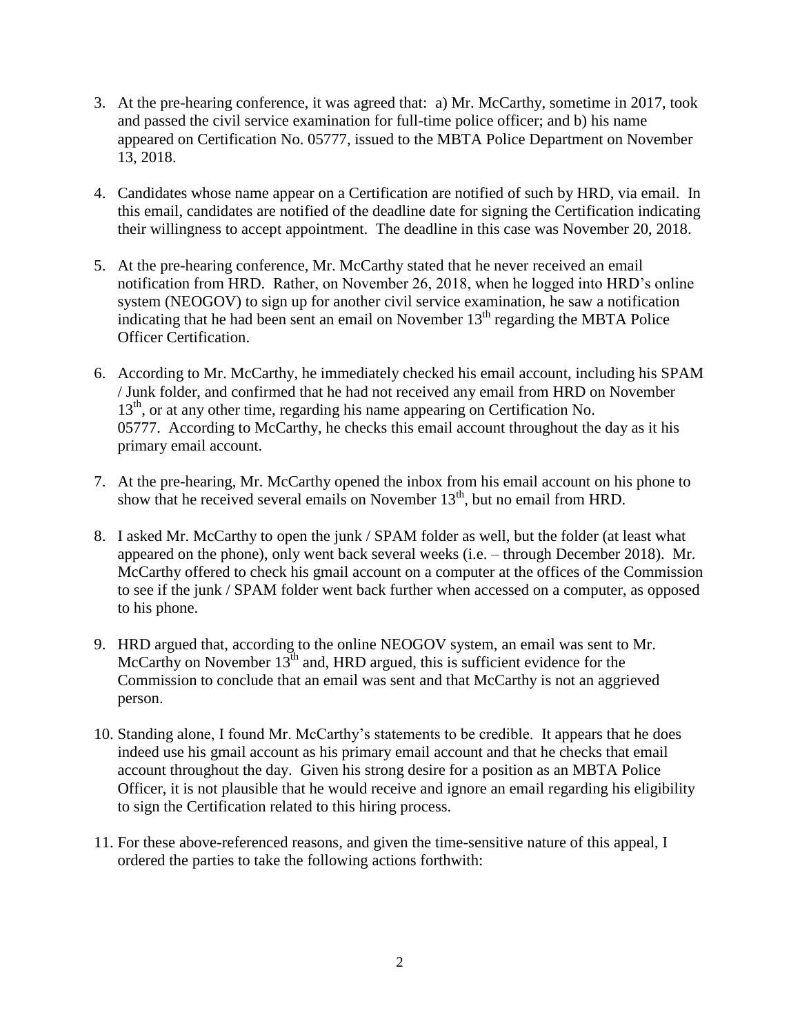3. At the pre-hearing conference, it was agreed that: a) Mr. McCarthy, sometime in 2017, took and passed the civil service examination for full-time police officer; and b) his name appeared on Certification No. 05777, issued to the MBTA Police Department on November 13, 2018.

4. Candidates whose name appear on a Certification are notified of such by HRD, via email. In this email, candidates are notified of the deadline date for signing the Certification indicating their willingness to accept appointment. The deadline in this case was November 20, 2018.

5. At the pre-hearing conference, Mr. McCarthy stated that he never received an email notification from HRD. Rather, on November 26, 2018, when he logged into HRD's online system (NEOGOV) to sign up for another civil service examination, he saw a notification indicating that he had been sent an email on November 13th regarding the MBTA Police Officer Certification.

6. According to Mr. McCarthy, he immediately checked his email account, including his SPAM / Junk folder, and confirmed that he had not received any email from HRD on November 13th, or at any other time, regarding his name appearing on Certification No. 05777. According to McCarthy, he checks this email account throughout the day as it his primary email account.

7. At the pre-hearing, Mr. McCarthy opened the inbox from his email account on his phone to show that he received several emails on November 13th, but no email from HRD.

8. I asked Mr. McCarthy to open the junk / SPAM folder as well, but the folder (at least what appeared on the phone), only went back several weeks (i.e. – through December 2018). Mr. McCarthy offered to check his gmail account on a computer at the offices of the Commission to see if the junk / SPAM folder went back further when accessed on a computer, as opposed to his phone.

9. HRD argued that, according to the online NEOGOV system, an email was sent to Mr. McCarthy on November 13th and, HRD argued, this is sufficient evidence for the Commission to conclude that an email was sent and that McCarthy is not an aggrieved person.

10. Standing alone, I found Mr. McCarthy's statements to be credible. It appears that he does indeed use his gmail account as his primary email account and that he checks that email account throughout the day. Given his strong desire for a position as an MBTA Police Officer, it is not plausible that he would receive and ignore an email regarding his eligibility to sign the Certification related to this hiring process.

11. For these above-referenced reasons, and given the time-sensitive nature of this appeal, I ordered the parties to take the following actions forthwith: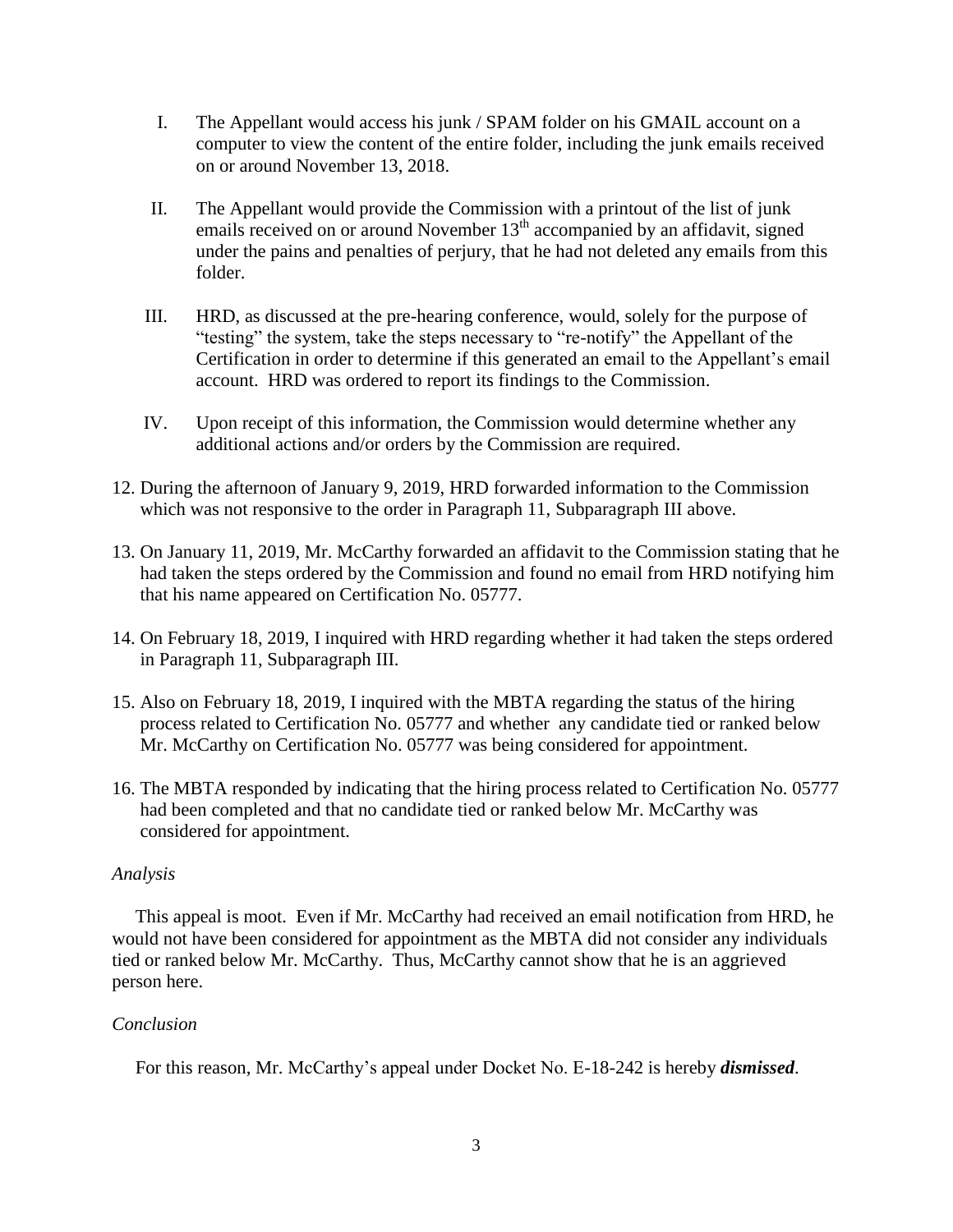I. The Appellant would access his junk / SPAM folder on his GMAIL account on a computer to view the content of the entire folder, including the junk emails received on or around November 13, 2018.

II. The Appellant would provide the Commission with a printout of the list of junk emails received on or around November 13th accompanied by an affidavit, signed under the pains and penalties of perjury, that he had not deleted any emails from this folder.

III. HRD, as discussed at the pre-hearing conference, would, solely for the purpose of "testing" the system, take the steps necessary to "re-notify" the Appellant of the Certification in order to determine if this generated an email to the Appellant's email account. HRD was ordered to report its findings to the Commission.

IV. Upon receipt of this information, the Commission would determine whether any additional actions and/or orders by the Commission are required.

12. During the afternoon of January 9, 2019, HRD forwarded information to the Commission which was not responsive to the order in Paragraph 11, Subparagraph III above.

13. On January 11, 2019, Mr. McCarthy forwarded an affidavit to the Commission stating that he had taken the steps ordered by the Commission and found no email from HRD notifying him that his name appeared on Certification No. 05777.

14. On February 18, 2019, I inquired with HRD regarding whether it had taken the steps ordered in Paragraph 11, Subparagraph III.

15. Also on February 18, 2019, I inquired with the MBTA regarding the status of the hiring process related to Certification No. 05777 and whether any candidate tied or ranked below Mr. McCarthy on Certification No. 05777 was being considered for appointment.

16. The MBTA responded by indicating that the hiring process related to Certification No. 05777 had been completed and that no candidate tied or ranked below Mr. McCarthy was considered for appointment.

*Analysis*

This appeal is moot. Even if Mr. McCarthy had received an email notification from HRD, he would not have been considered for appointment as the MBTA did not consider any individuals tied or ranked below Mr. McCarthy. Thus, McCarthy cannot show that he is an aggrieved person here.

*Conclusion*

For this reason, Mr. McCarthy's appeal under Docket No. E-18-242 is hereby ***dismissed***.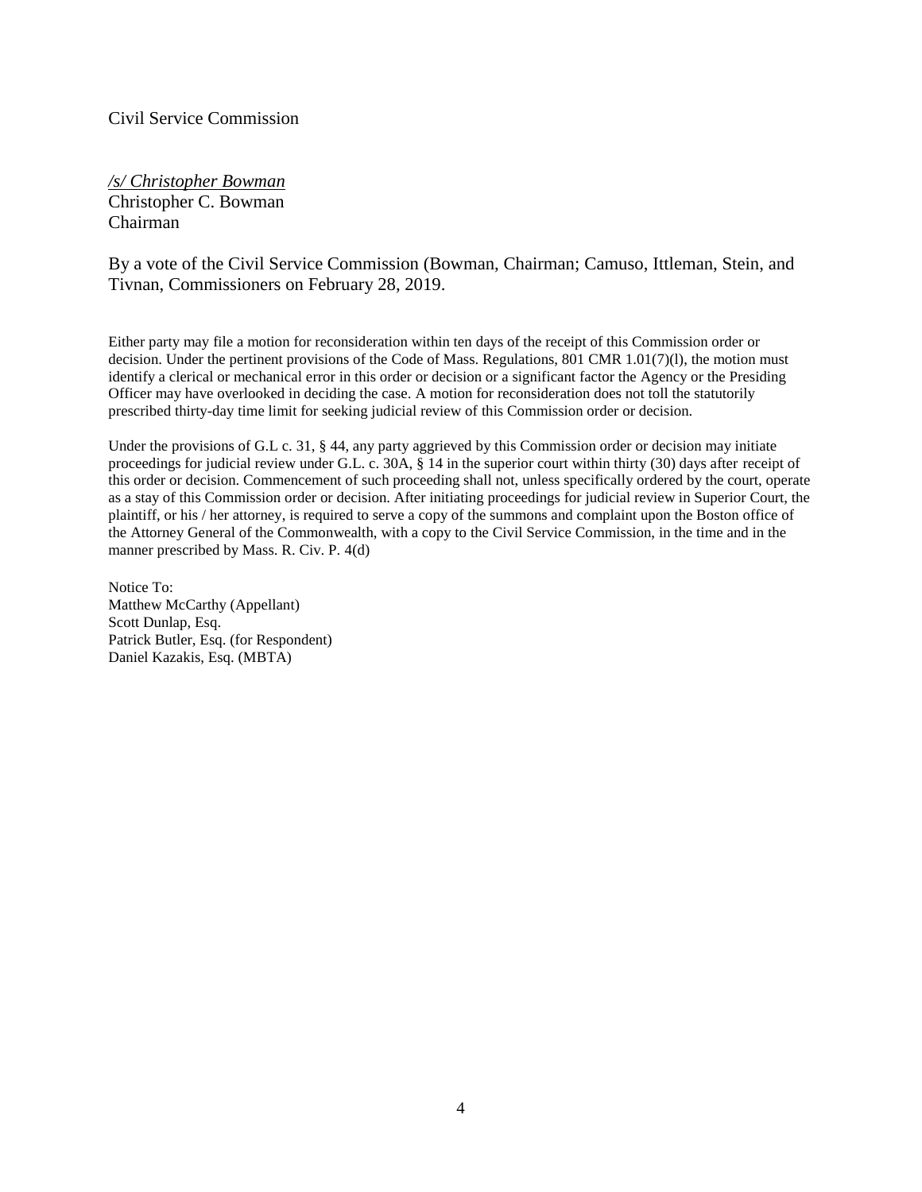Civil Service Commission

*/s/ Christopher Bowman*
Christopher C. Bowman
Chairman

By a vote of the Civil Service Commission (Bowman, Chairman; Camuso, Ittleman, Stein, and Tivnan, Commissioners on February 28, 2019.

Either party may file a motion for reconsideration within ten days of the receipt of this Commission order or decision. Under the pertinent provisions of the Code of Mass. Regulations, 801 CMR 1.01(7)(l), the motion must identify a clerical or mechanical error in this order or decision or a significant factor the Agency or the Presiding Officer may have overlooked in deciding the case. A motion for reconsideration does not toll the statutorily prescribed thirty-day time limit for seeking judicial review of this Commission order or decision.

Under the provisions of G.L c. 31, § 44, any party aggrieved by this Commission order or decision may initiate proceedings for judicial review under G.L. c. 30A, § 14 in the superior court within thirty (30) days after receipt of this order or decision. Commencement of such proceeding shall not, unless specifically ordered by the court, operate as a stay of this Commission order or decision. After initiating proceedings for judicial review in Superior Court, the plaintiff, or his / her attorney, is required to serve a copy of the summons and complaint upon the Boston office of the Attorney General of the Commonwealth, with a copy to the Civil Service Commission, in the time and in the manner prescribed by Mass. R. Civ. P. 4(d)

Notice To:
Matthew McCarthy (Appellant)
Scott Dunlap, Esq.
Patrick Butler, Esq. (for Respondent)
Daniel Kazakis, Esq. (MBTA)